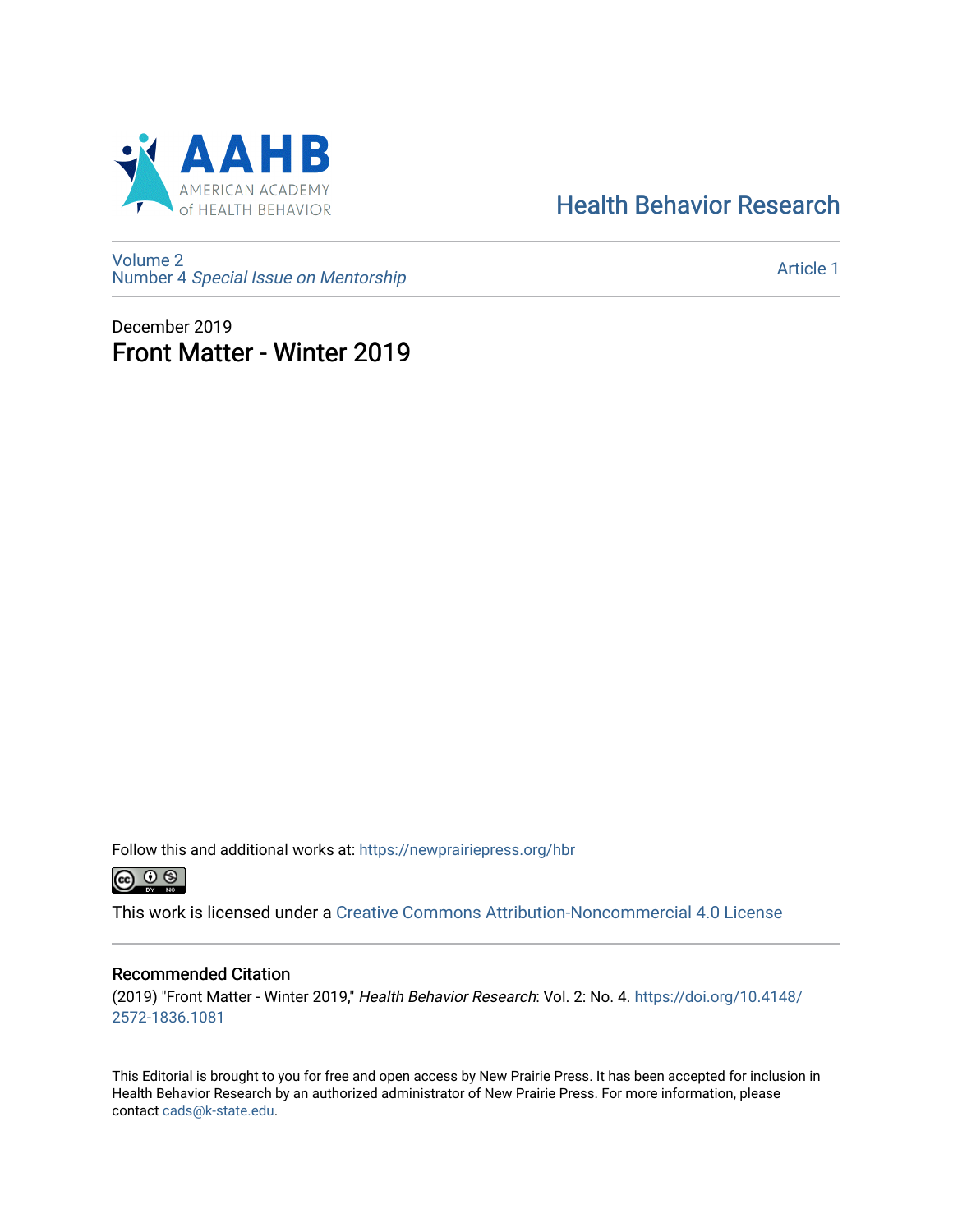AAHB
AMERICAN ACADEMY of HEALTH BEHAVIOR

Health Behavior Research

Volume 2
Number 4 *Special Issue on Mentorship*

Article 1

December 2019

# Front Matter - Winter 2019

Follow this and additional works at: https://newprairiepress.org/hbr

This work is licensed under a Creative Commons Attribution-Noncommercial 4.0 License

## Recommended Citation

(2019) "Front Matter - Winter 2019," *Health Behavior Research*: Vol. 2: No. 4. https://doi.org/10.4148/2572-1836.1081

This Editorial is brought to you for free and open access by New Prairie Press. It has been accepted for inclusion in Health Behavior Research by an authorized administrator of New Prairie Press. For more information, please contact cads@k-state.edu.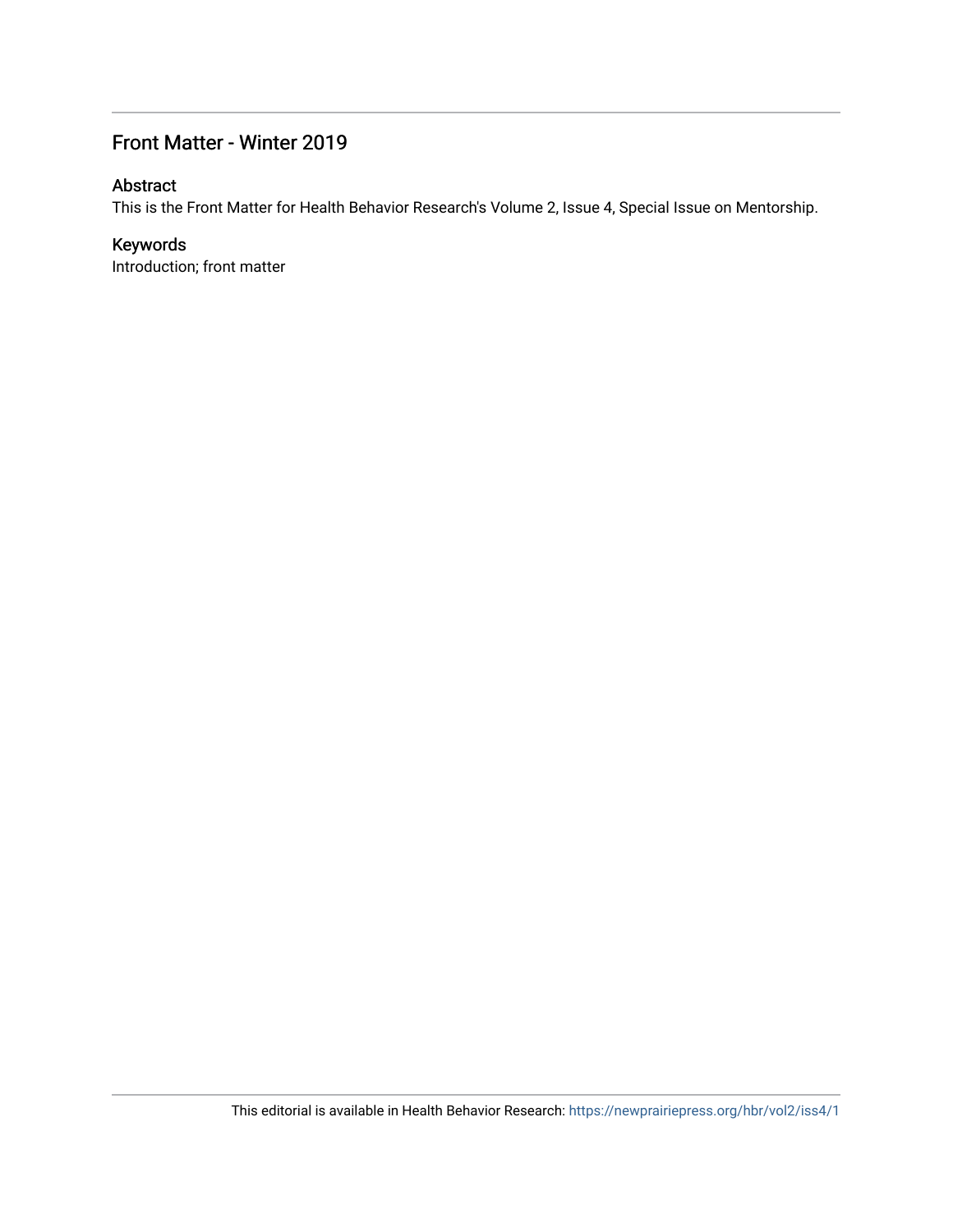## Front Matter - Winter 2019

### Abstract

This is the Front Matter for Health Behavior Research's Volume 2, Issue 4, Special Issue on Mentorship.

### Keywords

Introduction; front matter

This editorial is available in Health Behavior Research: https://newprairiepress.org/hbr/vol2/iss4/1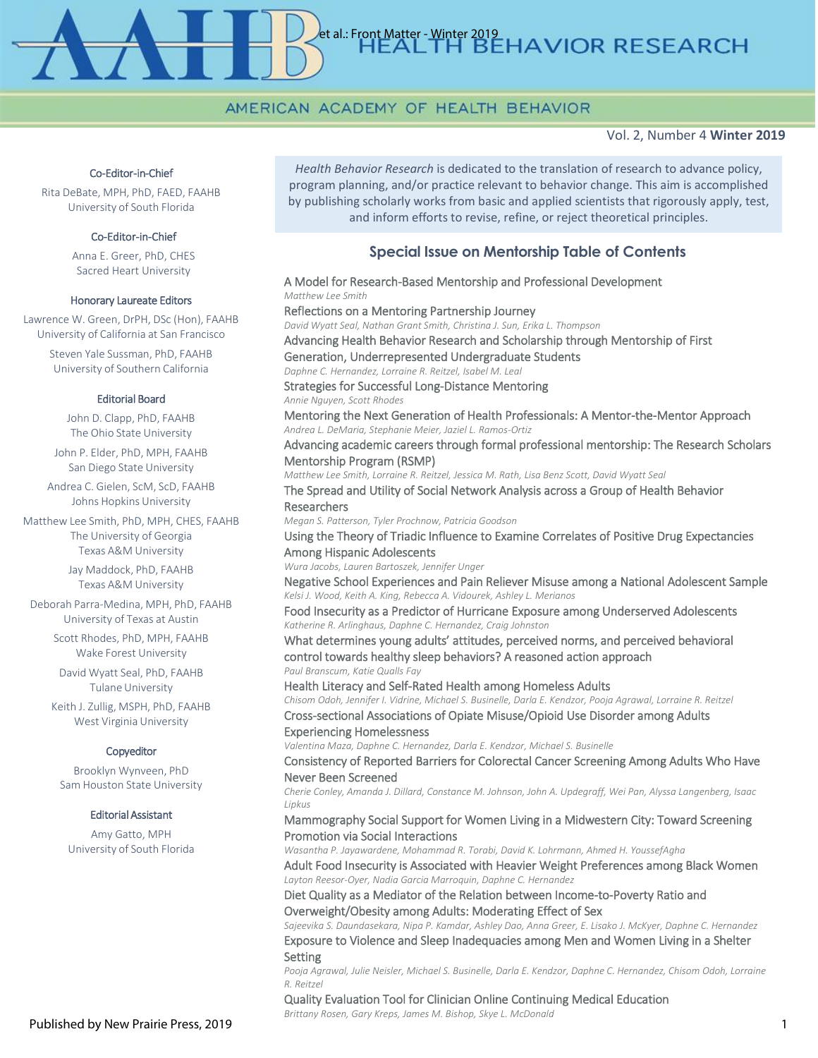# HEALTH BEHAVIOR RESEARCH

AMERICAN ACADEMY OF HEALTH BEHAVIOR

Vol. 2, Number 4 **Winter 2019**

#### Co-Editor-in-Chief

Rita DeBate, MPH, PhD, FAED, FAAHB
University of South Florida

#### Co-Editor-in-Chief

Anna E. Greer, PhD, CHES
Sacred Heart University

#### Honorary Laureate Editors

Lawrence W. Green, DrPH, DSc (Hon), FAAHB
University of California at San Francisco

Steven Yale Sussman, PhD, FAAHB
University of Southern California

#### Editorial Board

John D. Clapp, PhD, FAAHB
The Ohio State University

John P. Elder, PhD, MPH, FAAHB
San Diego State University

Andrea C. Gielen, ScM, ScD, FAAHB
Johns Hopkins University

Matthew Lee Smith, PhD, MPH, CHES, FAAHB
The University of Georgia
Texas A&M University

Jay Maddock, PhD, FAAHB
Texas A&M University

Deborah Parra-Medina, MPH, PhD, FAAHB
University of Texas at Austin

Scott Rhodes, PhD, MPH, FAAHB
Wake Forest University

David Wyatt Seal, PhD, FAAHB
Tulane University

Keith J. Zullig, MSPH, PhD, FAAHB
West Virginia University

#### Copyeditor

Brooklyn Wynveen, PhD
Sam Houston State University

#### Editorial Assistant

Amy Gatto, MPH
University of South Florida

*Health Behavior Research* is dedicated to the translation of research to advance policy, program planning, and/or practice relevant to behavior change. This aim is accomplished by publishing scholarly works from basic and applied scientists that rigorously apply, test, and inform efforts to revise, refine, or reject theoretical principles.

## Special Issue on Mentorship Table of Contents

A Model for Research-Based Mentorship and Professional Development
*Matthew Lee Smith*

Reflections on a Mentoring Partnership Journey
*David Wyatt Seal, Nathan Grant Smith, Christina J. Sun, Erika L. Thompson*

Advancing Health Behavior Research and Scholarship through Mentorship of First Generation, Underrepresented Undergraduate Students
*Daphne C. Hernandez, Lorraine R. Reitzel, Isabel M. Leal*

Strategies for Successful Long-Distance Mentoring
*Annie Nguyen, Scott Rhodes*

Mentoring the Next Generation of Health Professionals: A Mentor-the-Mentor Approach
*Andrea L. DeMaria, Stephanie Meier, Jaziel L. Ramos-Ortiz*

Advancing academic careers through formal professional mentorship: The Research Scholars Mentorship Program (RSMP)
*Matthew Lee Smith, Lorraine R. Reitzel, Jessica M. Rath, Lisa Benz Scott, David Wyatt Seal*

The Spread and Utility of Social Network Analysis across a Group of Health Behavior Researchers
*Megan S. Patterson, Tyler Prochnow, Patricia Goodson*

Using the Theory of Triadic Influence to Examine Correlates of Positive Drug Expectancies Among Hispanic Adolescents
*Wura Jacobs, Lauren Bartoszek, Jennifer Unger*

Negative School Experiences and Pain Reliever Misuse among a National Adolescent Sample
*Kelsi J. Wood, Keith A. King, Rebecca A. Vidourek, Ashley L. Merianos*

Food Insecurity as a Predictor of Hurricane Exposure among Underserved Adolescents
*Katherine R. Arlinghaus, Daphne C. Hernandez, Craig Johnston*

What determines young adults' attitudes, perceived norms, and perceived behavioral control towards healthy sleep behaviors? A reasoned action approach
*Paul Branscum, Katie Qualls Fay*

Health Literacy and Self-Rated Health among Homeless Adults
*Chisom Odoh, Jennifer I. Vidrine, Michael S. Businelle, Darla E. Kendzor, Pooja Agrawal, Lorraine R. Reitzel*

Cross-sectional Associations of Opiate Misuse/Opioid Use Disorder among Adults Experiencing Homelessness
*Valentina Maza, Daphne C. Hernandez, Darla E. Kendzor, Michael S. Businelle*

Consistency of Reported Barriers for Colorectal Cancer Screening Among Adults Who Have Never Been Screened
*Cherie Conley, Amanda J. Dillard, Constance M. Johnson, John A. Updegraff, Wei Pan, Alyssa Langenberg, Isaac Lipkus*

Mammography Social Support for Women Living in a Midwestern City: Toward Screening Promotion via Social Interactions
*Wasantha P. Jayawardene, Mohammad R. Torabi, David K. Lohrmann, Ahmed H. YoussefAgha*

Adult Food Insecurity is Associated with Heavier Weight Preferences among Black Women
*Layton Reesor-Oyer, Nadia Garcia Marroquin, Daphne C. Hernandez*

Diet Quality as a Mediator of the Relation between Income-to-Poverty Ratio and Overweight/Obesity among Adults: Moderating Effect of Sex
*Sajeevika S. Daundasekara, Nipa P. Kamdar, Ashley Dao, Anna Greer, E. Lisako J. McKyer, Daphne C. Hernandez*

Exposure to Violence and Sleep Inadequacies among Men and Women Living in a Shelter Setting
*Pooja Agrawal, Julie Neisler, Michael S. Businelle, Darla E. Kendzor, Daphne C. Hernandez, Chisom Odoh, Lorraine R. Reitzel*

Quality Evaluation Tool for Clinician Online Continuing Medical Education
*Brittany Rosen, Gary Kreps, James M. Bishop, Skye L. McDonald*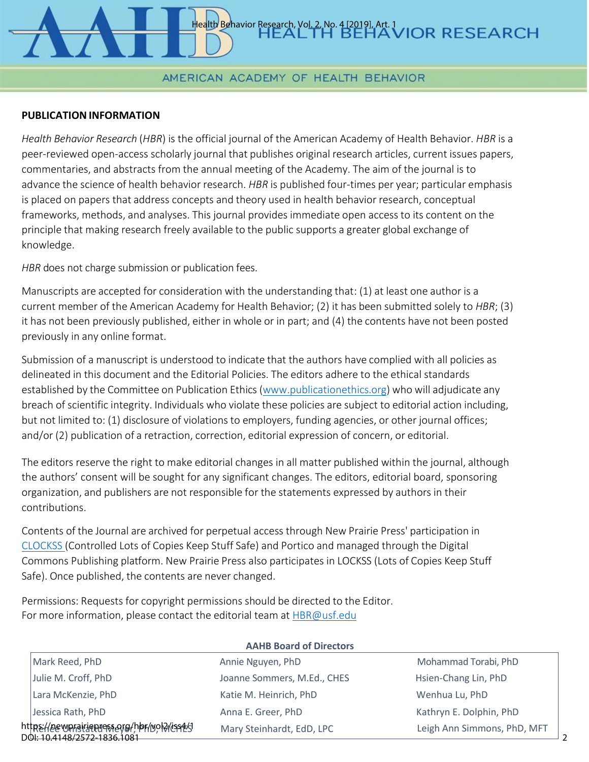## PUBLICATION INFORMATION

*Health Behavior Research* (*HBR*) is the official journal of the American Academy of Health Behavior. *HBR* is a peer-reviewed open-access scholarly journal that publishes original research articles, current issues papers, commentaries, and abstracts from the annual meeting of the Academy. The aim of the journal is to advance the science of health behavior research. *HBR* is published four-times per year; particular emphasis is placed on papers that address concepts and theory used in health behavior research, conceptual frameworks, methods, and analyses. This journal provides immediate open access to its content on the principle that making research freely available to the public supports a greater global exchange of knowledge.

*HBR* does not charge submission or publication fees.

Manuscripts are accepted for consideration with the understanding that: (1) at least one author is a current member of the American Academy for Health Behavior; (2) it has been submitted solely to *HBR*; (3) it has not been previously published, either in whole or in part; and (4) the contents have not been posted previously in any online format.

Submission of a manuscript is understood to indicate that the authors have complied with all policies as delineated in this document and the Editorial Policies. The editors adhere to the ethical standards established by the Committee on Publication Ethics (www.publicationethics.org) who will adjudicate any breach of scientific integrity. Individuals who violate these policies are subject to editorial action including, but not limited to: (1) disclosure of violations to employers, funding agencies, or other journal offices; and/or (2) publication of a retraction, correction, editorial expression of concern, or editorial.

The editors reserve the right to make editorial changes in all matter published within the journal, although the authors' consent will be sought for any significant changes. The editors, editorial board, sponsoring organization, and publishers are not responsible for the statements expressed by authors in their contributions.

Contents of the Journal are archived for perpetual access through New Prairie Press' participation in CLOCKSS (Controlled Lots of Copies Keep Stuff Safe) and Portico and managed through the Digital Commons Publishing platform. New Prairie Press also participates in LOCKSS (Lots of Copies Keep Stuff Safe). Once published, the contents are never changed.

Permissions: Requests for copyright permissions should be directed to the Editor.
For more information, please contact the editorial team at HBR@usf.edu

**AAHB Board of Directors**

| | | |
|---|---|---|
| Mark Reed, PhD | Annie Nguyen, PhD | Mohammad Torabi, PhD |
| Julie M. Croff, PhD | Joanne Sommers, M.Ed., CHES | Hsien-Chang Lin, PhD |
| Lara McKenzie, PhD | Katie M. Heinrich, PhD | Wenhua Lu, PhD |
| Jessica Rath, PhD | Anna E. Greer, PhD | Kathryn E. Dolphin, PhD |
| Renee Umstattd Meyer, PhD, MCHES | Mary Steinhardt, EdD, LPC | Leigh Ann Simmons, PhD, MFT |